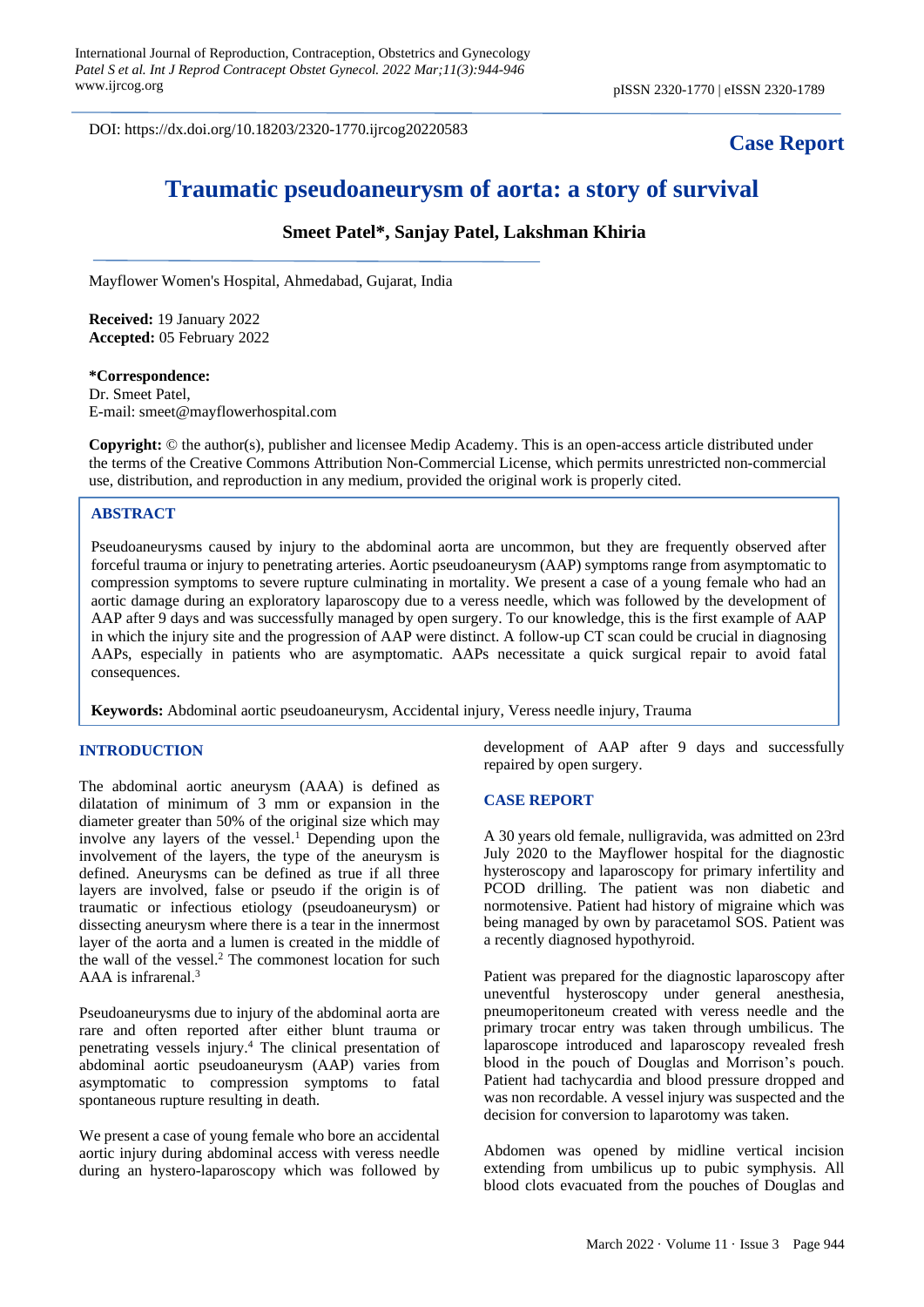DOI: https://dx.doi.org/10.18203/2320-1770.ijrcog20220583

**Case Report**

# Traumatic pseudoaneurysm of aorta: a story of survival

**Smeet Patel\*, Sanjay Patel, Lakshman Khiria**

Mayflower Women's Hospital, Ahmedabad, Gujarat, India

**Received:** 19 January 2022
**Accepted:** 05 February 2022

**\*Correspondence:**
Dr. Smeet Patel,
E-mail: smeet@mayflowerhospital.com

**Copyright:** © the author(s), publisher and licensee Medip Academy. This is an open-access article distributed under the terms of the Creative Commons Attribution Non-Commercial License, which permits unrestricted non-commercial use, distribution, and reproduction in any medium, provided the original work is properly cited.

## ABSTRACT

Pseudoaneurysms caused by injury to the abdominal aorta are uncommon, but they are frequently observed after forceful trauma or injury to penetrating arteries. Aortic pseudoaneurysm (AAP) symptoms range from asymptomatic to compression symptoms to severe rupture culminating in mortality. We present a case of a young female who had an aortic damage during an exploratory laparoscopy due to a veress needle, which was followed by the development of AAP after 9 days and was successfully managed by open surgery. To our knowledge, this is the first example of AAP in which the injury site and the progression of AAP were distinct. A follow-up CT scan could be crucial in diagnosing AAPs, especially in patients who are asymptomatic. AAPs necessitate a quick surgical repair to avoid fatal consequences.

**Keywords:** Abdominal aortic pseudoaneurysm, Accidental injury, Veress needle injury, Trauma

## INTRODUCTION

The abdominal aortic aneurysm (AAA) is defined as dilatation of minimum of 3 mm or expansion in the diameter greater than 50% of the original size which may involve any layers of the vessel.[1] Depending upon the involvement of the layers, the type of the aneurysm is defined. Aneurysms can be defined as true if all three layers are involved, false or pseudo if the origin is of traumatic or infectious etiology (pseudoaneurysm) or dissecting aneurysm where there is a tear in the innermost layer of the aorta and a lumen is created in the middle of the wall of the vessel.[2] The commonest location for such AAA is infrarenal.[3]

Pseudoaneurysms due to injury of the abdominal aorta are rare and often reported after either blunt trauma or penetrating vessels injury.[4] The clinical presentation of abdominal aortic pseudoaneurysm (AAP) varies from asymptomatic to compression symptoms to fatal spontaneous rupture resulting in death.

We present a case of young female who bore an accidental aortic injury during abdominal access with veress needle during an hystero-laparoscopy which was followed by development of AAP after 9 days and successfully repaired by open surgery.

## CASE REPORT

A 30 years old female, nulligravida, was admitted on 23rd July 2020 to the Mayflower hospital for the diagnostic hysteroscopy and laparoscopy for primary infertility and PCOD drilling. The patient was non diabetic and normotensive. Patient had history of migraine which was being managed by own by paracetamol SOS. Patient was a recently diagnosed hypothyroid.

Patient was prepared for the diagnostic laparoscopy after uneventful hysteroscopy under general anesthesia, pneumoperitoneum created with veress needle and the primary trocar entry was taken through umbilicus. The laparoscope introduced and laparoscopy revealed fresh blood in the pouch of Douglas and Morrison's pouch. Patient had tachycardia and blood pressure dropped and was non recordable. A vessel injury was suspected and the decision for conversion to laparotomy was taken.

Abdomen was opened by midline vertical incision extending from umbilicus up to pubic symphysis. All blood clots evacuated from the pouches of Douglas and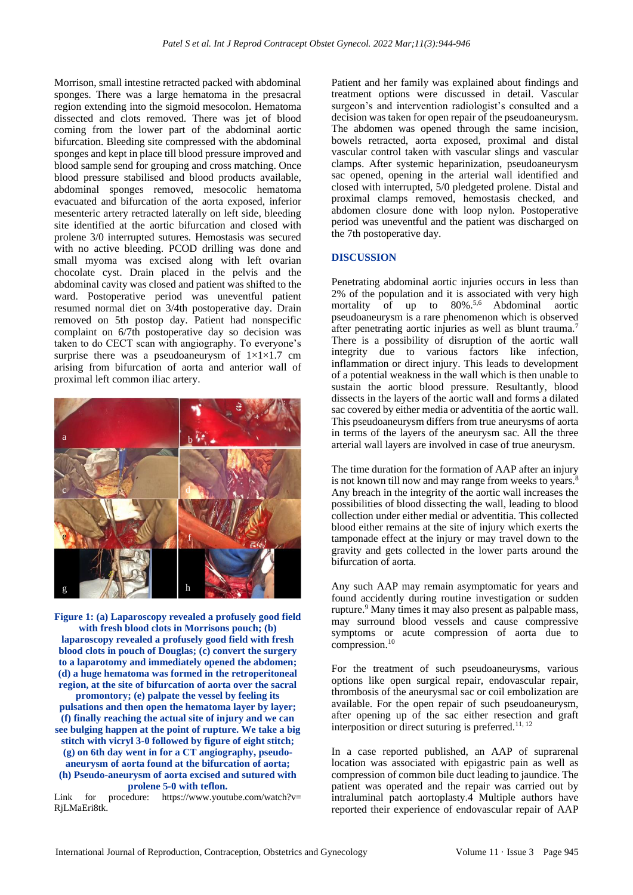Morrison, small intestine retracted packed with abdominal sponges. There was a large hematoma in the presacral region extending into the sigmoid mesocolon. Hematoma dissected and clots removed. There was jet of blood coming from the lower part of the abdominal aortic bifurcation. Bleeding site compressed with the abdominal sponges and kept in place till blood pressure improved and blood sample send for grouping and cross matching. Once blood pressure stabilised and blood products available, abdominal sponges removed, mesocolic hematoma evacuated and bifurcation of the aorta exposed, inferior mesenteric artery retracted laterally on left side, bleeding site identified at the aortic bifurcation and closed with prolene 3/0 interrupted sutures. Hemostasis was secured with no active bleeding. PCOD drilling was done and small myoma was excised along with left ovarian chocolate cyst. Drain placed in the pelvis and the abdominal cavity was closed and patient was shifted to the ward. Postoperative period was uneventful patient resumed normal diet on 3/4th postoperative day. Drain removed on 5th postop day. Patient had nonspecific complaint on 6/7th postoperative day so decision was taken to do CECT scan with angiography. To everyone's surprise there was a pseudoaneurysm of 1×1×1.7 cm arising from bifurcation of aorta and anterior wall of proximal left common iliac artery.

**Figure 1: (a) Laparoscopy revealed a profusely good field with fresh blood clots in Morrisons pouch; (b) laparoscopy revealed a profusely good field with fresh blood clots in pouch of Douglas; (c) convert the surgery to a laparotomy and immediately opened the abdomen; (d) a huge hematoma was formed in the retroperitoneal region, at the site of bifurcation of aorta over the sacral promontory; (e) palpate the vessel by feeling its pulsations and then open the hematoma layer by layer; (f) finally reaching the actual site of injury and we can see bulging happen at the point of rupture. We take a big stitch with vicryl 3-0 followed by figure of eight stitch; (g) on 6th day went in for a CT angiography, pseudo-aneurysm of aorta found at the bifurcation of aorta; (h) Pseudo-aneurysm of aorta excised and sutured with prolene 5-0 with teflon.**

Link for procedure: https://www.youtube.com/watch?v=RjLMaEri8tk.

Patient and her family was explained about findings and treatment options were discussed in detail. Vascular surgeon's and intervention radiologist's consulted and a decision was taken for open repair of the pseudoaneurysm. The abdomen was opened through the same incision, bowels retracted, aorta exposed, proximal and distal vascular control taken with vascular slings and vascular clamps. After systemic heparinization, pseudoaneurysm sac opened, opening in the arterial wall identified and closed with interrupted, 5/0 pledgeted prolene. Distal and proximal clamps removed, hemostasis checked, and abdomen closure done with loop nylon. Postoperative period was uneventful and the patient was discharged on the 7th postoperative day.

## DISCUSSION

Penetrating abdominal aortic injuries occurs in less than 2% of the population and it is associated with very high mortality of up to 80%.[5,6] Abdominal aortic pseudoaneurysm is a rare phenomenon which is observed after penetrating aortic injuries as well as blunt trauma.[7] There is a possibility of disruption of the aortic wall integrity due to various factors like infection, inflammation or direct injury. This leads to development of a potential weakness in the wall which is then unable to sustain the aortic blood pressure. Resultantly, blood dissects in the layers of the aortic wall and forms a dilated sac covered by either media or adventitia of the aortic wall. This pseudoaneurysm differs from true aneurysms of aorta in terms of the layers of the aneurysm sac. All the three arterial wall layers are involved in case of true aneurysm.

The time duration for the formation of AAP after an injury is not known till now and may range from weeks to years.[8] Any breach in the integrity of the aortic wall increases the possibilities of blood dissecting the wall, leading to blood collection under either medial or adventitia. This collected blood either remains at the site of injury which exerts the tamponade effect at the injury or may travel down to the gravity and gets collected in the lower parts around the bifurcation of aorta.

Any such AAP may remain asymptomatic for years and found accidently during routine investigation or sudden rupture.[9] Many times it may also present as palpable mass, may surround blood vessels and cause compressive symptoms or acute compression of aorta due to compression.[10]

For the treatment of such pseudoaneurysms, various options like open surgical repair, endovascular repair, thrombosis of the aneurysmal sac or coil embolization are available. For the open repair of such pseudoaneurysm, after opening up of the sac either resection and graft interposition or direct suturing is preferred.[11,12]

In a case reported published, an AAP of suprarenal location was associated with epigastric pain as well as compression of common bile duct leading to jaundice. The patient was operated and the repair was carried out by intraluminal patch aortoplasty.4 Multiple authors have reported their experience of endovascular repair of AAP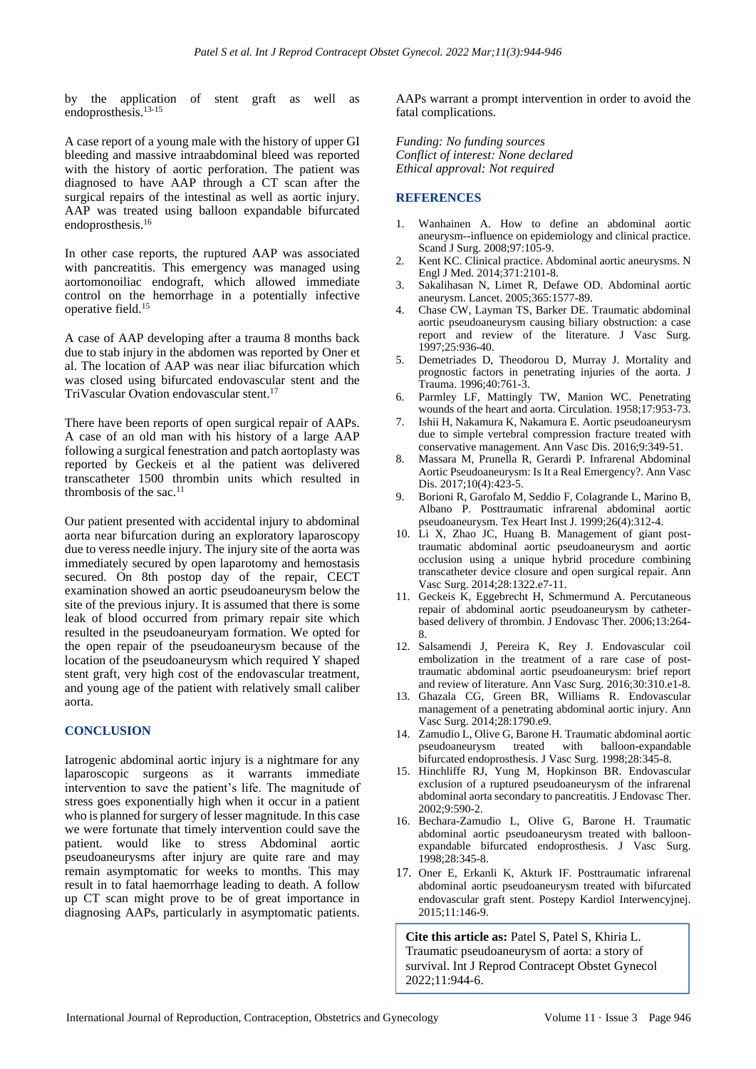by the application of stent graft as well as endoprosthesis.[13-15]

A case report of a young male with the history of upper GI bleeding and massive intraabdominal bleed was reported with the history of aortic perforation. The patient was diagnosed to have AAP through a CT scan after the surgical repairs of the intestinal as well as aortic injury. AAP was treated using balloon expandable bifurcated endoprosthesis.[16]

In other case reports, the ruptured AAP was associated with pancreatitis. This emergency was managed using aortomonoiliac endograft, which allowed immediate control on the hemorrhage in a potentially infective operative field.[15]

A case of AAP developing after a trauma 8 months back due to stab injury in the abdomen was reported by Oner et al. The location of AAP was near iliac bifurcation which was closed using bifurcated endovascular stent and the TriVascular Ovation endovascular stent.[17]

There have been reports of open surgical repair of AAPs. A case of an old man with his history of a large AAP following a surgical fenestration and patch aortoplasty was reported by Geckeis et al the patient was delivered transcatheter 1500 thrombin units which resulted in thrombosis of the sac.[11]

Our patient presented with accidental injury to abdominal aorta near bifurcation during an exploratory laparoscopy due to veress needle injury. The injury site of the aorta was immediately secured by open laparotomy and hemostasis secured. On 8th postop day of the repair, CECT examination showed an aortic pseudoaneurysm below the site of the previous injury. It is assumed that there is some leak of blood occurred from primary repair site which resulted in the pseudoaneuryam formation. We opted for the open repair of the pseudoaneurysm because of the location of the pseudoaneurysm which required Y shaped stent graft, very high cost of the endovascular treatment, and young age of the patient with relatively small caliber aorta.

## CONCLUSION

Iatrogenic abdominal aortic injury is a nightmare for any laparoscopic surgeons as it warrants immediate intervention to save the patient's life. The magnitude of stress goes exponentially high when it occur in a patient who is planned for surgery of lesser magnitude. In this case we were fortunate that timely intervention could save the patient. would like to stress Abdominal aortic pseudoaneurysms after injury are quite rare and may remain asymptomatic for weeks to months. This may result in to fatal haemorrhage leading to death. A follow up CT scan might prove to be of great importance in diagnosing AAPs, particularly in asymptomatic patients. AAPs warrant a prompt intervention in order to avoid the fatal complications.

*Funding: No funding sources*
*Conflict of interest: None declared*
*Ethical approval: Not required*

## REFERENCES

1. Wanhainen A. How to define an abdominal aortic aneurysm--influence on epidemiology and clinical practice. Scand J Surg. 2008;97:105-9.
2. Kent KC. Clinical practice. Abdominal aortic aneurysms. N Engl J Med. 2014;371:2101-8.
3. Sakalihasan N, Limet R, Defawe OD. Abdominal aortic aneurysm. Lancet. 2005;365:1577-89.
4. Chase CW, Layman TS, Barker DE. Traumatic abdominal aortic pseudoaneurysm causing biliary obstruction: a case report and review of the literature. J Vasc Surg. 1997;25:936-40.
5. Demetriades D, Theodorou D, Murray J. Mortality and prognostic factors in penetrating injuries of the aorta. J Trauma. 1996;40:761-3.
6. Parmley LF, Mattingly TW, Manion WC. Penetrating wounds of the heart and aorta. Circulation. 1958;17:953-73.
7. Ishii H, Nakamura K, Nakamura E. Aortic pseudoaneurysm due to simple vertebral compression fracture treated with conservative management. Ann Vasc Dis. 2016;9:349-51.
8. Massara M, Prunella R, Gerardi P. Infrarenal Abdominal Aortic Pseudoaneurysm: Is It a Real Emergency?. Ann Vasc Dis. 2017;10(4):423-5.
9. Borioni R, Garofalo M, Seddio F, Colagrande L, Marino B, Albano P. Posttraumatic infrarenal abdominal aortic pseudoaneurysm. Tex Heart Inst J. 1999;26(4):312-4.
10. Li X, Zhao JC, Huang B. Management of giant post-traumatic abdominal aortic pseudoaneurysm and aortic occlusion using a unique hybrid procedure combining transcatheter device closure and open surgical repair. Ann Vasc Surg. 2014;28:1322.e7-11.
11. Geckeis K, Eggebrecht H, Schmermund A. Percutaneous repair of abdominal aortic pseudoaneurysm by catheter-based delivery of thrombin. J Endovasc Ther. 2006;13:264-8.
12. Salsamendi J, Pereira K, Rey J. Endovascular coil embolization in the treatment of a rare case of post-traumatic abdominal aortic pseudoaneurysm: brief report and review of literature. Ann Vasc Surg. 2016;30:310.e1-8.
13. Ghazala CG, Green BR, Williams R. Endovascular management of a penetrating abdominal aortic injury. Ann Vasc Surg. 2014;28:1790.e9.
14. Zamudio L, Olive G, Barone H. Traumatic abdominal aortic pseudoaneurysm treated with balloon-expandable bifurcated endoprosthesis. J Vasc Surg. 1998;28:345-8.
15. Hinchliffe RJ, Yung M, Hopkinson BR. Endovascular exclusion of a ruptured pseudoaneurysm of the infrarenal abdominal aorta secondary to pancreatitis. J Endovasc Ther. 2002;9:590-2.
16. Bechara-Zamudio L, Olive G, Barone H. Traumatic abdominal aortic pseudoaneurysm treated with balloon-expandable bifurcated endoprosthesis. J Vasc Surg. 1998;28:345-8.
17. Oner E, Erkanli K, Akturk IF. Posttraumatic infrarenal abdominal aortic pseudoaneurysm treated with bifurcated endovascular graft stent. Postepy Kardiol Interwencyjnej. 2015;11:146-9.

**Cite this article as:** Patel S, Patel S, Khiria L. Traumatic pseudoaneurysm of aorta: a story of survival. Int J Reprod Contracept Obstet Gynecol 2022;11:944-6.